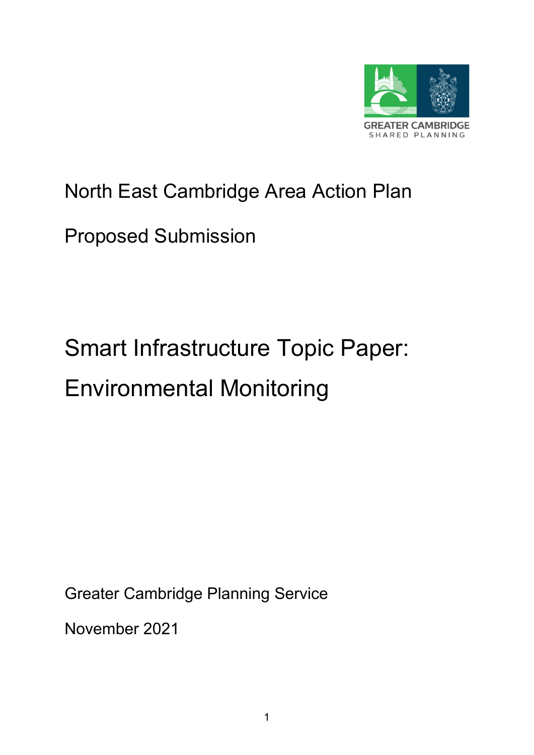GREATER CAMBRIDGE
SHARED PLANNING

North East Cambridge Area Action Plan

Proposed Submission

# Smart Infrastructure Topic Paper: Environmental Monitoring

Greater Cambridge Planning Service

November 2021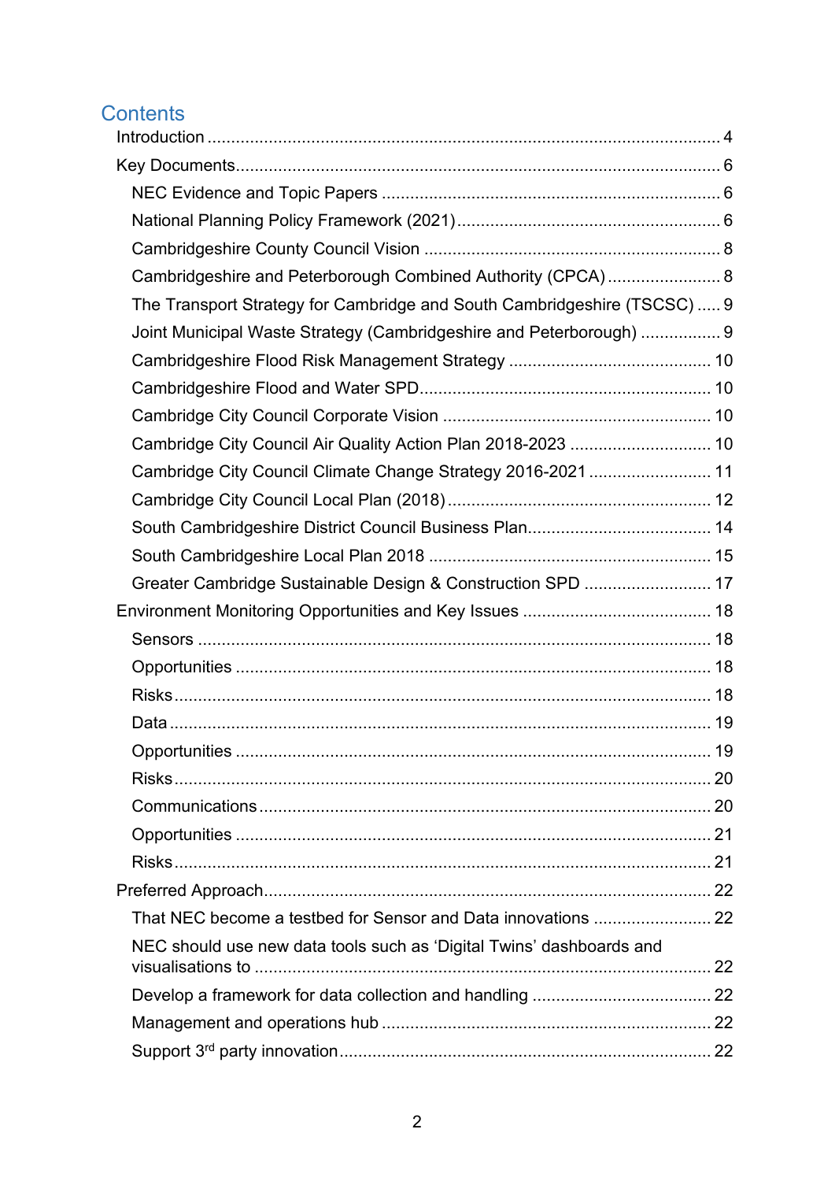# Contents

- Introduction ... 4
- Key Documents ... 6
  - NEC Evidence and Topic Papers ... 6
  - National Planning Policy Framework (2021) ... 6
  - Cambridgeshire County Council Vision ... 8
  - Cambridgeshire and Peterborough Combined Authority (CPCA) ... 8
  - The Transport Strategy for Cambridge and South Cambridgeshire (TSCSC) ... 9
  - Joint Municipal Waste Strategy (Cambridgeshire and Peterborough) ... 9
  - Cambridgeshire Flood Risk Management Strategy ... 10
  - Cambridgeshire Flood and Water SPD ... 10
  - Cambridge City Council Corporate Vision ... 10
  - Cambridge City Council Air Quality Action Plan 2018-2023 ... 10
  - Cambridge City Council Climate Change Strategy 2016-2021 ... 11
  - Cambridge City Council Local Plan (2018) ... 12
  - South Cambridgeshire District Council Business Plan ... 14
  - South Cambridgeshire Local Plan 2018 ... 15
  - Greater Cambridge Sustainable Design & Construction SPD ... 17
- Environment Monitoring Opportunities and Key Issues ... 18
  - Sensors ... 18
  - Opportunities ... 18
  - Risks ... 18
  - Data ... 19
  - Opportunities ... 19
  - Risks ... 20
  - Communications ... 20
  - Opportunities ... 21
  - Risks ... 21
- Preferred Approach ... 22
  - That NEC become a testbed for Sensor and Data innovations ... 22
  - NEC should use new data tools such as 'Digital Twins' dashboards and visualisations to ... 22
  - Develop a framework for data collection and handling ... 22
  - Management and operations hub ... 22
  - Support 3rd party innovation ... 22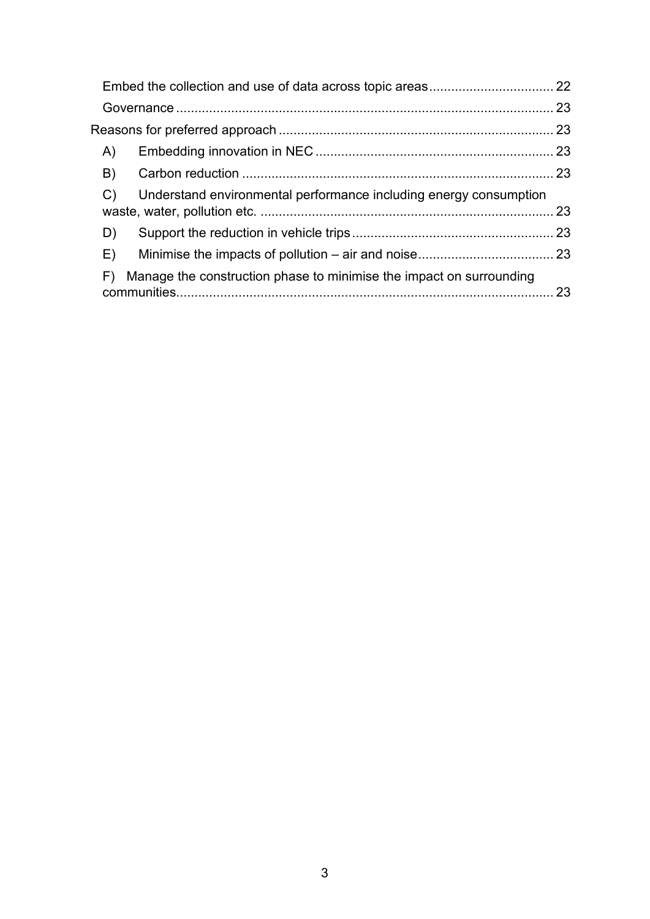Embed the collection and use of data across topic areas .................................. 22

Governance ....................................................................................................... 23

Reasons for preferred approach .......................................................................... 23

A) Embedding innovation in NEC ................................................................. 23

B) Carbon reduction ..................................................................................... 23

C) Understand environmental performance including energy consumption waste, water, pollution etc. ................................................................................ 23

D) Support the reduction in vehicle trips ....................................................... 23

E) Minimise the impacts of pollution – air and noise ..................................... 23

F) Manage the construction phase to minimise the impact on surrounding communities....................................................................................................... 23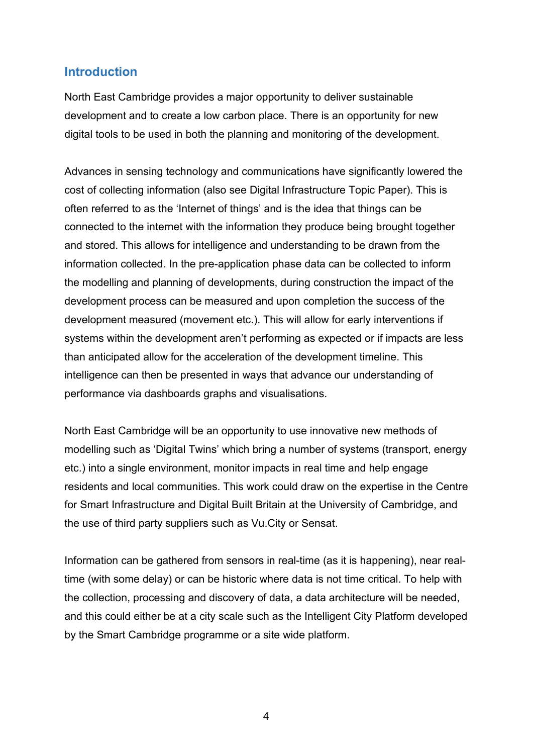## Introduction

North East Cambridge provides a major opportunity to deliver sustainable development and to create a low carbon place. There is an opportunity for new digital tools to be used in both the planning and monitoring of the development.

Advances in sensing technology and communications have significantly lowered the cost of collecting information (also see Digital Infrastructure Topic Paper). This is often referred to as the 'Internet of things' and is the idea that things can be connected to the internet with the information they produce being brought together and stored. This allows for intelligence and understanding to be drawn from the information collected. In the pre-application phase data can be collected to inform the modelling and planning of developments, during construction the impact of the development process can be measured and upon completion the success of the development measured (movement etc.). This will allow for early interventions if systems within the development aren't performing as expected or if impacts are less than anticipated allow for the acceleration of the development timeline. This intelligence can then be presented in ways that advance our understanding of performance via dashboards graphs and visualisations.

North East Cambridge will be an opportunity to use innovative new methods of modelling such as 'Digital Twins' which bring a number of systems (transport, energy etc.) into a single environment, monitor impacts in real time and help engage residents and local communities. This work could draw on the expertise in the Centre for Smart Infrastructure and Digital Built Britain at the University of Cambridge, and the use of third party suppliers such as Vu.City or Sensat.

Information can be gathered from sensors in real-time (as it is happening), near real-time (with some delay) or can be historic where data is not time critical. To help with the collection, processing and discovery of data, a data architecture will be needed, and this could either be at a city scale such as the Intelligent City Platform developed by the Smart Cambridge programme or a site wide platform.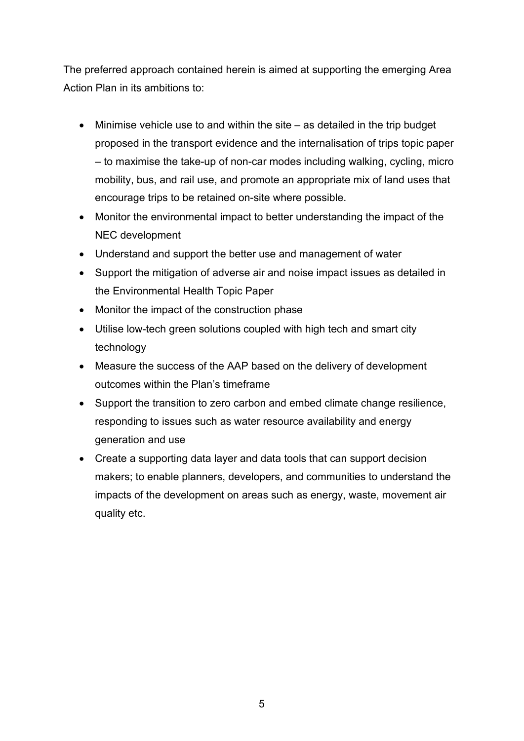The preferred approach contained herein is aimed at supporting the emerging Area Action Plan in its ambitions to:

- Minimise vehicle use to and within the site – as detailed in the trip budget proposed in the transport evidence and the internalisation of trips topic paper – to maximise the take-up of non-car modes including walking, cycling, micro mobility, bus, and rail use, and promote an appropriate mix of land uses that encourage trips to be retained on-site where possible.
- Monitor the environmental impact to better understanding the impact of the NEC development
- Understand and support the better use and management of water
- Support the mitigation of adverse air and noise impact issues as detailed in the Environmental Health Topic Paper
- Monitor the impact of the construction phase
- Utilise low-tech green solutions coupled with high tech and smart city technology
- Measure the success of the AAP based on the delivery of development outcomes within the Plan's timeframe
- Support the transition to zero carbon and embed climate change resilience, responding to issues such as water resource availability and energy generation and use
- Create a supporting data layer and data tools that can support decision makers; to enable planners, developers, and communities to understand the impacts of the development on areas such as energy, waste, movement air quality etc.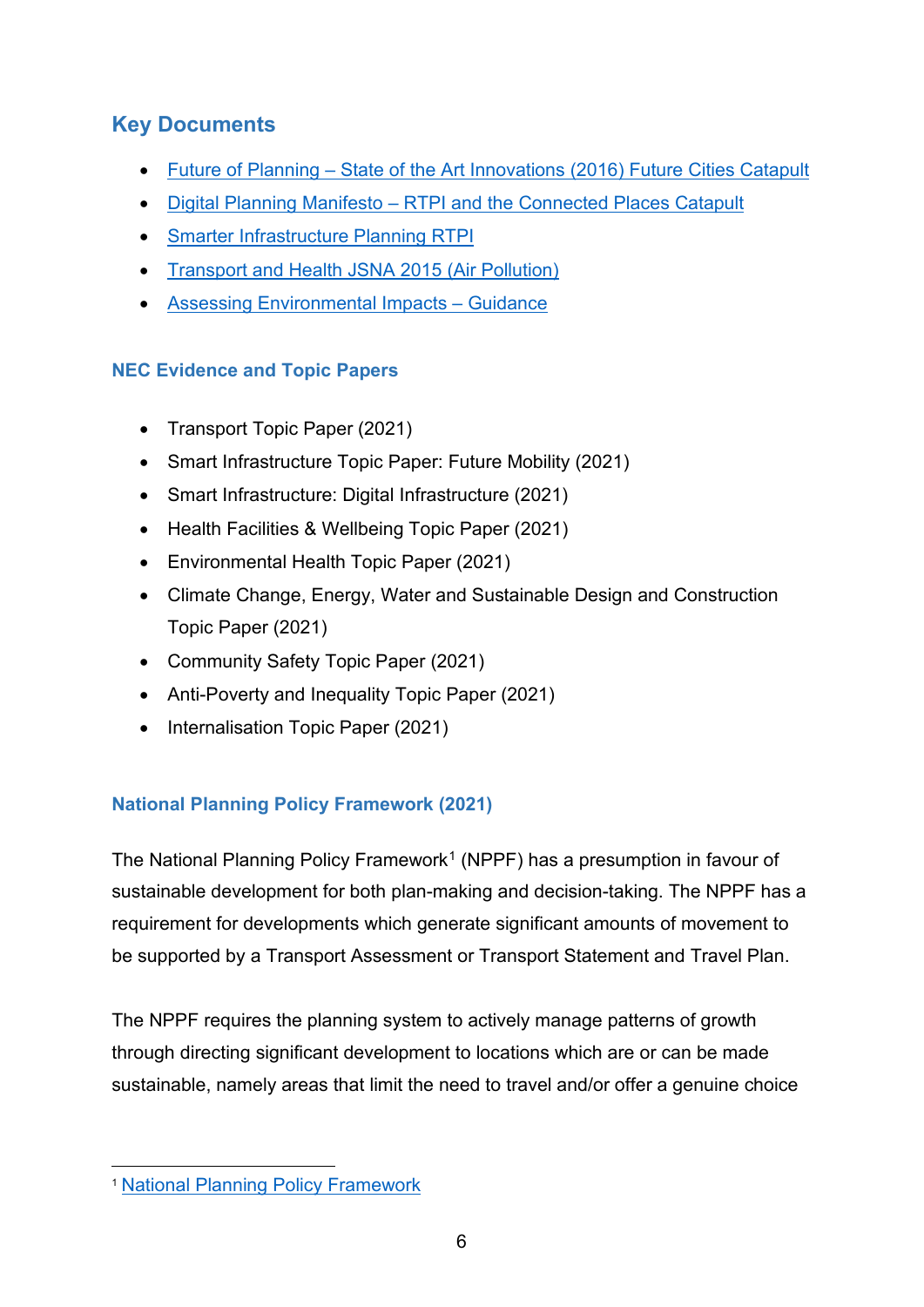## Key Documents

- Future of Planning – State of the Art Innovations (2016) Future Cities Catapult
- Digital Planning Manifesto – RTPI and the Connected Places Catapult
- Smarter Infrastructure Planning RTPI
- Transport and Health JSNA 2015 (Air Pollution)
- Assessing Environmental Impacts – Guidance

### NEC Evidence and Topic Papers

- Transport Topic Paper (2021)
- Smart Infrastructure Topic Paper: Future Mobility (2021)
- Smart Infrastructure: Digital Infrastructure (2021)
- Health Facilities & Wellbeing Topic Paper (2021)
- Environmental Health Topic Paper (2021)
- Climate Change, Energy, Water and Sustainable Design and Construction Topic Paper (2021)
- Community Safety Topic Paper (2021)
- Anti-Poverty and Inequality Topic Paper (2021)
- Internalisation Topic Paper (2021)

### National Planning Policy Framework (2021)

The National Planning Policy Framework[1] (NPPF) has a presumption in favour of sustainable development for both plan-making and decision-taking. The NPPF has a requirement for developments which generate significant amounts of movement to be supported by a Transport Assessment or Transport Statement and Travel Plan.

The NPPF requires the planning system to actively manage patterns of growth through directing significant development to locations which are or can be made sustainable, namely areas that limit the need to travel and/or offer a genuine choice

[1] National Planning Policy Framework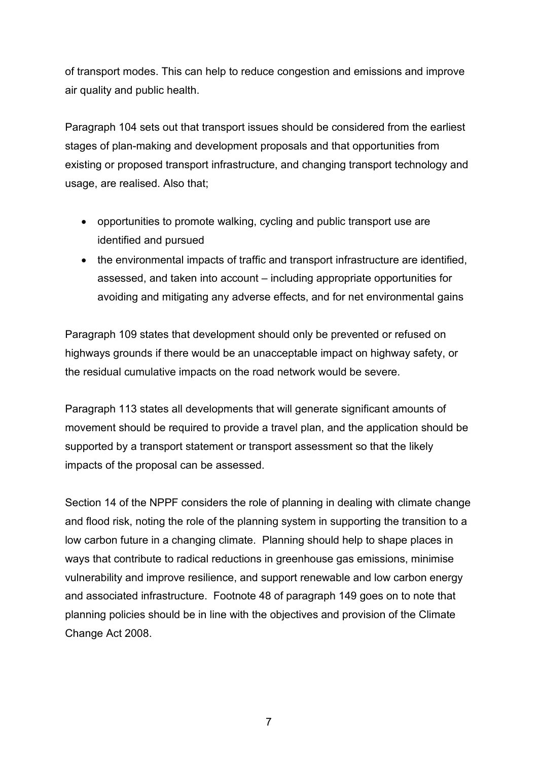of transport modes. This can help to reduce congestion and emissions and improve air quality and public health.

Paragraph 104 sets out that transport issues should be considered from the earliest stages of plan-making and development proposals and that opportunities from existing or proposed transport infrastructure, and changing transport technology and usage, are realised. Also that;

- opportunities to promote walking, cycling and public transport use are identified and pursued
- the environmental impacts of traffic and transport infrastructure are identified, assessed, and taken into account – including appropriate opportunities for avoiding and mitigating any adverse effects, and for net environmental gains

Paragraph 109 states that development should only be prevented or refused on highways grounds if there would be an unacceptable impact on highway safety, or the residual cumulative impacts on the road network would be severe.

Paragraph 113 states all developments that will generate significant amounts of movement should be required to provide a travel plan, and the application should be supported by a transport statement or transport assessment so that the likely impacts of the proposal can be assessed.

Section 14 of the NPPF considers the role of planning in dealing with climate change and flood risk, noting the role of the planning system in supporting the transition to a low carbon future in a changing climate. Planning should help to shape places in ways that contribute to radical reductions in greenhouse gas emissions, minimise vulnerability and improve resilience, and support renewable and low carbon energy and associated infrastructure. Footnote 48 of paragraph 149 goes on to note that planning policies should be in line with the objectives and provision of the Climate Change Act 2008.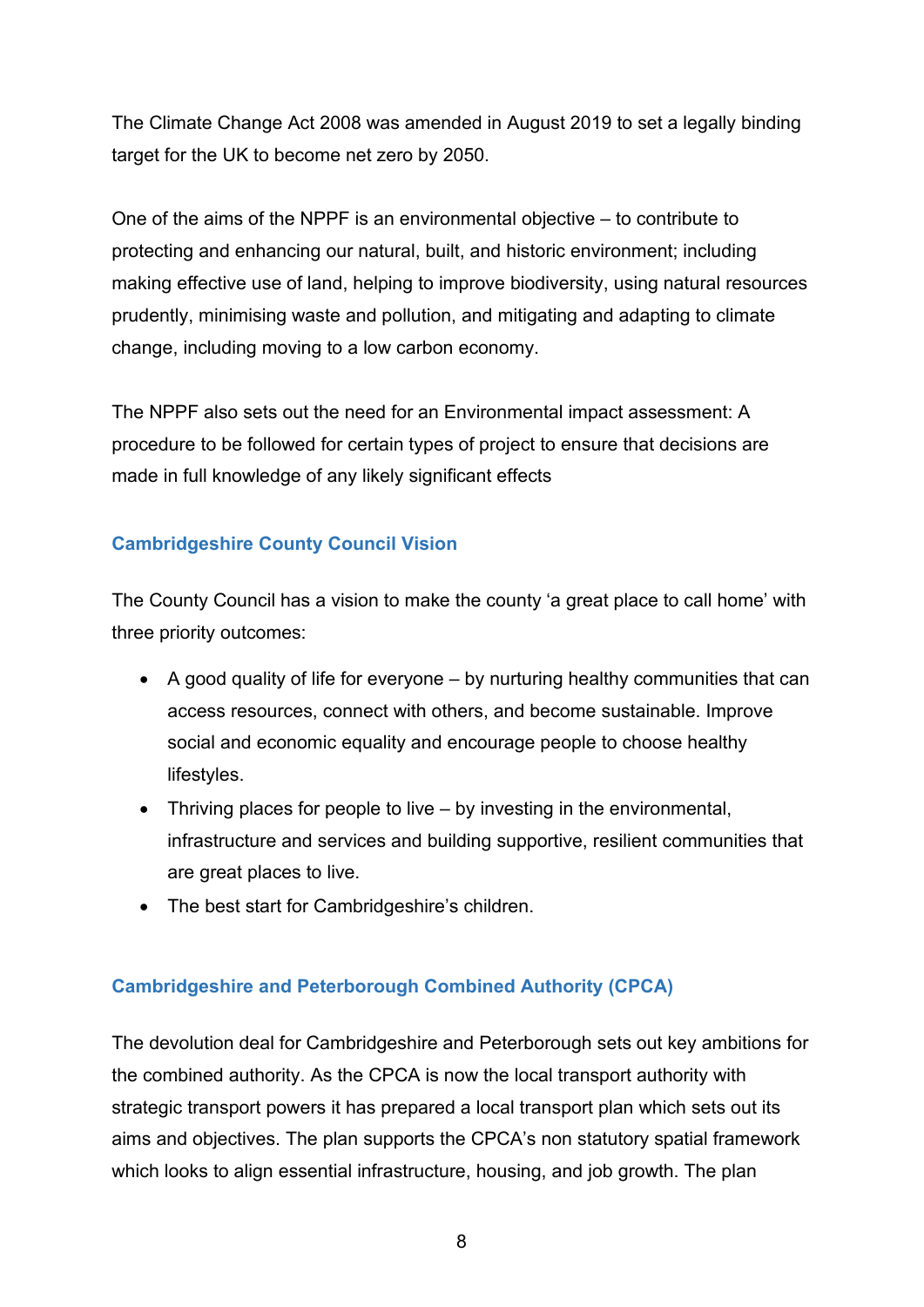The Climate Change Act 2008 was amended in August 2019 to set a legally binding target for the UK to become net zero by 2050.

One of the aims of the NPPF is an environmental objective – to contribute to protecting and enhancing our natural, built, and historic environment; including making effective use of land, helping to improve biodiversity, using natural resources prudently, minimising waste and pollution, and mitigating and adapting to climate change, including moving to a low carbon economy.

The NPPF also sets out the need for an Environmental impact assessment: A procedure to be followed for certain types of project to ensure that decisions are made in full knowledge of any likely significant effects

### Cambridgeshire County Council Vision

The County Council has a vision to make the county 'a great place to call home' with three priority outcomes:

- A good quality of life for everyone – by nurturing healthy communities that can access resources, connect with others, and become sustainable. Improve social and economic equality and encourage people to choose healthy lifestyles.
- Thriving places for people to live – by investing in the environmental, infrastructure and services and building supportive, resilient communities that are great places to live.
- The best start for Cambridgeshire's children.

### Cambridgeshire and Peterborough Combined Authority (CPCA)

The devolution deal for Cambridgeshire and Peterborough sets out key ambitions for the combined authority. As the CPCA is now the local transport authority with strategic transport powers it has prepared a local transport plan which sets out its aims and objectives. The plan supports the CPCA's non statutory spatial framework which looks to align essential infrastructure, housing, and job growth. The plan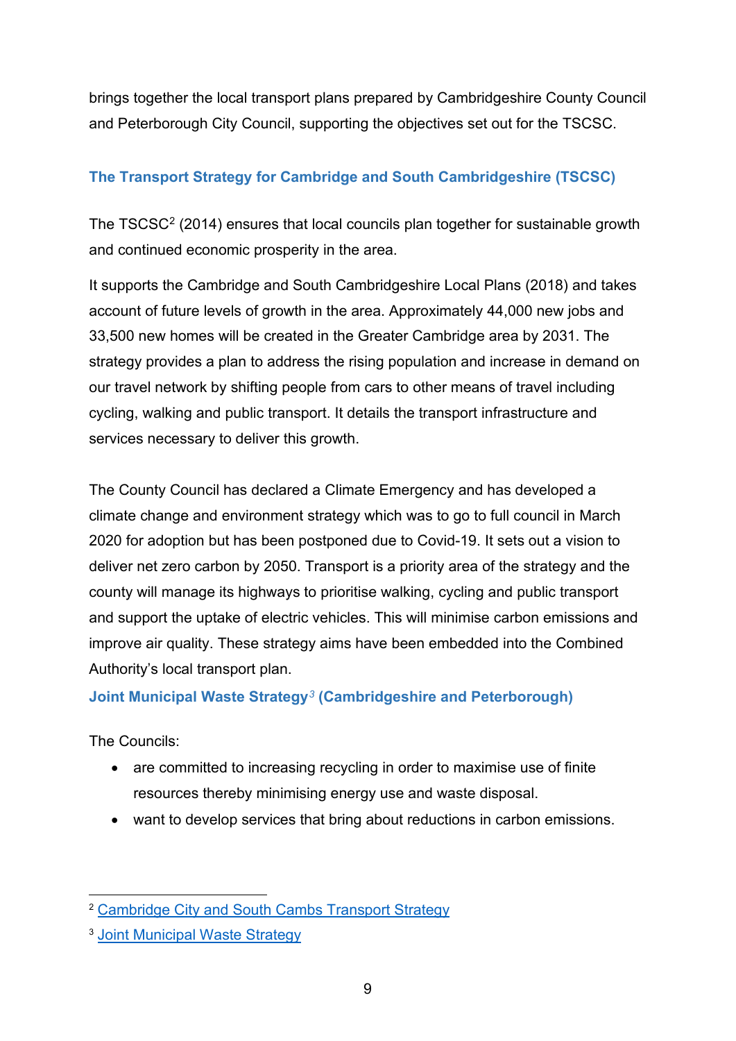brings together the local transport plans prepared by Cambridgeshire County Council and Peterborough City Council, supporting the objectives set out for the TSCSC.

### The Transport Strategy for Cambridge and South Cambridgeshire (TSCSC)

The TSCSC[2] (2014) ensures that local councils plan together for sustainable growth and continued economic prosperity in the area.

It supports the Cambridge and South Cambridgeshire Local Plans (2018) and takes account of future levels of growth in the area. Approximately 44,000 new jobs and 33,500 new homes will be created in the Greater Cambridge area by 2031. The strategy provides a plan to address the rising population and increase in demand on our travel network by shifting people from cars to other means of travel including cycling, walking and public transport. It details the transport infrastructure and services necessary to deliver this growth.

The County Council has declared a Climate Emergency and has developed a climate change and environment strategy which was to go to full council in March 2020 for adoption but has been postponed due to Covid-19. It sets out a vision to deliver net zero carbon by 2050. Transport is a priority area of the strategy and the county will manage its highways to prioritise walking, cycling and public transport and support the uptake of electric vehicles. This will minimise carbon emissions and improve air quality. These strategy aims have been embedded into the Combined Authority's local transport plan.

### Joint Municipal Waste Strategy[3] (Cambridgeshire and Peterborough)

The Councils:

- are committed to increasing recycling in order to maximise use of finite resources thereby minimising energy use and waste disposal.
- want to develop services that bring about reductions in carbon emissions.

---

[2] Cambridge City and South Cambs Transport Strategy

[3] Joint Municipal Waste Strategy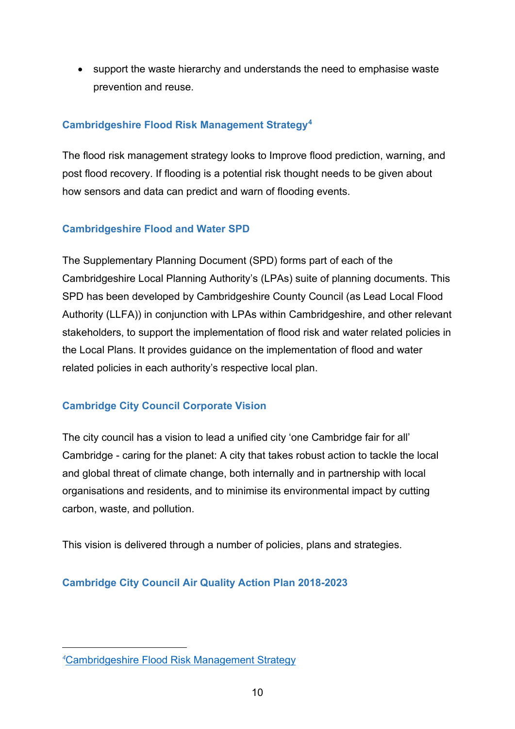- support the waste hierarchy and understands the need to emphasise waste prevention and reuse.

### Cambridgeshire Flood Risk Management Strategy[4]

The flood risk management strategy looks to Improve flood prediction, warning, and post flood recovery. If flooding is a potential risk thought needs to be given about how sensors and data can predict and warn of flooding events.

### Cambridgeshire Flood and Water SPD

The Supplementary Planning Document (SPD) forms part of each of the Cambridgeshire Local Planning Authority's (LPAs) suite of planning documents. This SPD has been developed by Cambridgeshire County Council (as Lead Local Flood Authority (LLFA)) in conjunction with LPAs within Cambridgeshire, and other relevant stakeholders, to support the implementation of flood risk and water related policies in the Local Plans. It provides guidance on the implementation of flood and water related policies in each authority's respective local plan.

### Cambridge City Council Corporate Vision

The city council has a vision to lead a unified city 'one Cambridge fair for all' Cambridge - caring for the planet: A city that takes robust action to tackle the local and global threat of climate change, both internally and in partnership with local organisations and residents, and to minimise its environmental impact by cutting carbon, waste, and pollution.

This vision is delivered through a number of policies, plans and strategies.

### Cambridge City Council Air Quality Action Plan 2018-2023

---

[4] Cambridgeshire Flood Risk Management Strategy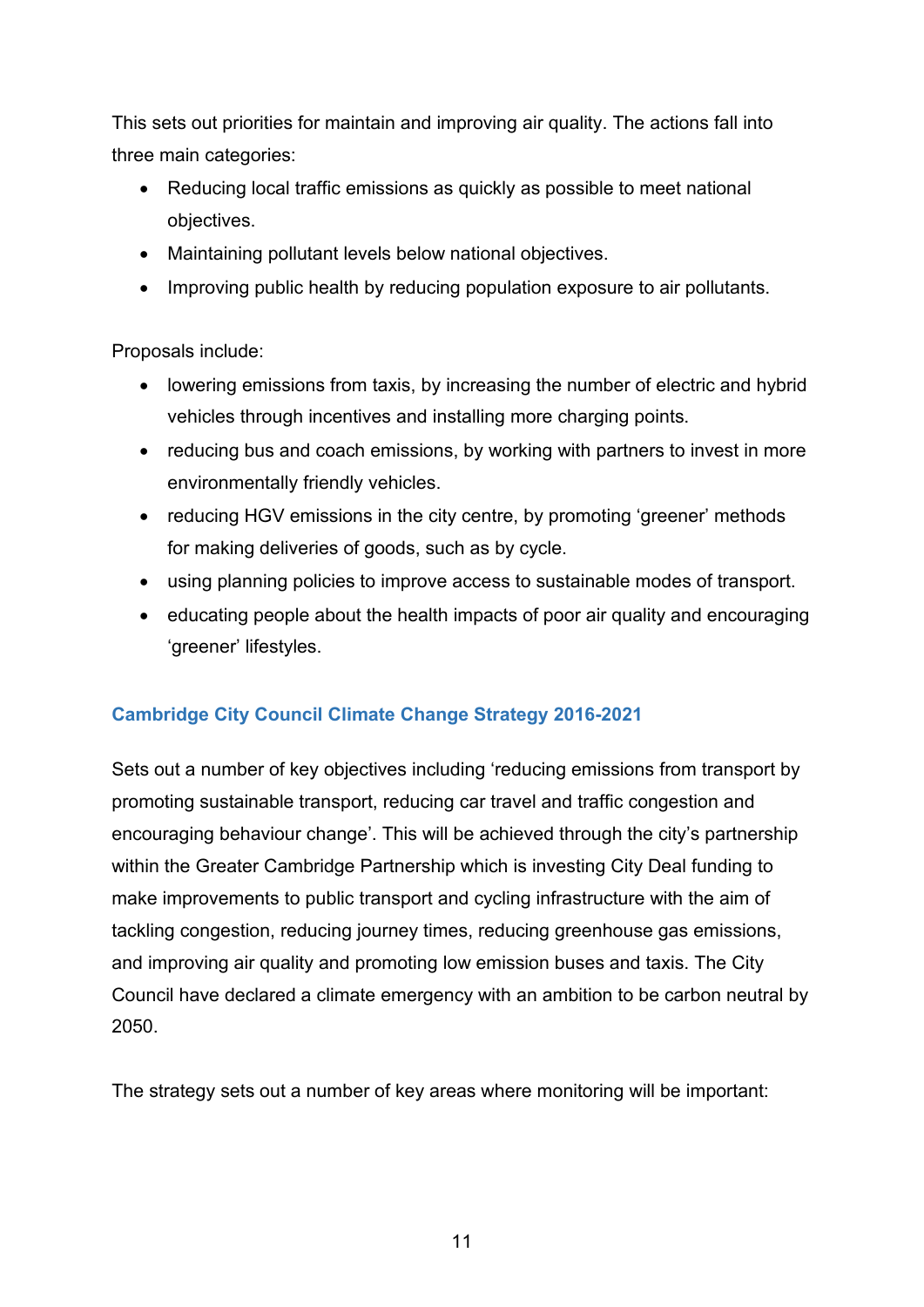This sets out priorities for maintain and improving air quality. The actions fall into three main categories:

- Reducing local traffic emissions as quickly as possible to meet national objectives.
- Maintaining pollutant levels below national objectives.
- Improving public health by reducing population exposure to air pollutants.

Proposals include:

- lowering emissions from taxis, by increasing the number of electric and hybrid vehicles through incentives and installing more charging points.
- reducing bus and coach emissions, by working with partners to invest in more environmentally friendly vehicles.
- reducing HGV emissions in the city centre, by promoting 'greener' methods for making deliveries of goods, such as by cycle.
- using planning policies to improve access to sustainable modes of transport.
- educating people about the health impacts of poor air quality and encouraging 'greener' lifestyles.

### Cambridge City Council Climate Change Strategy 2016-2021

Sets out a number of key objectives including 'reducing emissions from transport by promoting sustainable transport, reducing car travel and traffic congestion and encouraging behaviour change'. This will be achieved through the city's partnership within the Greater Cambridge Partnership which is investing City Deal funding to make improvements to public transport and cycling infrastructure with the aim of tackling congestion, reducing journey times, reducing greenhouse gas emissions, and improving air quality and promoting low emission buses and taxis. The City Council have declared a climate emergency with an ambition to be carbon neutral by 2050.

The strategy sets out a number of key areas where monitoring will be important: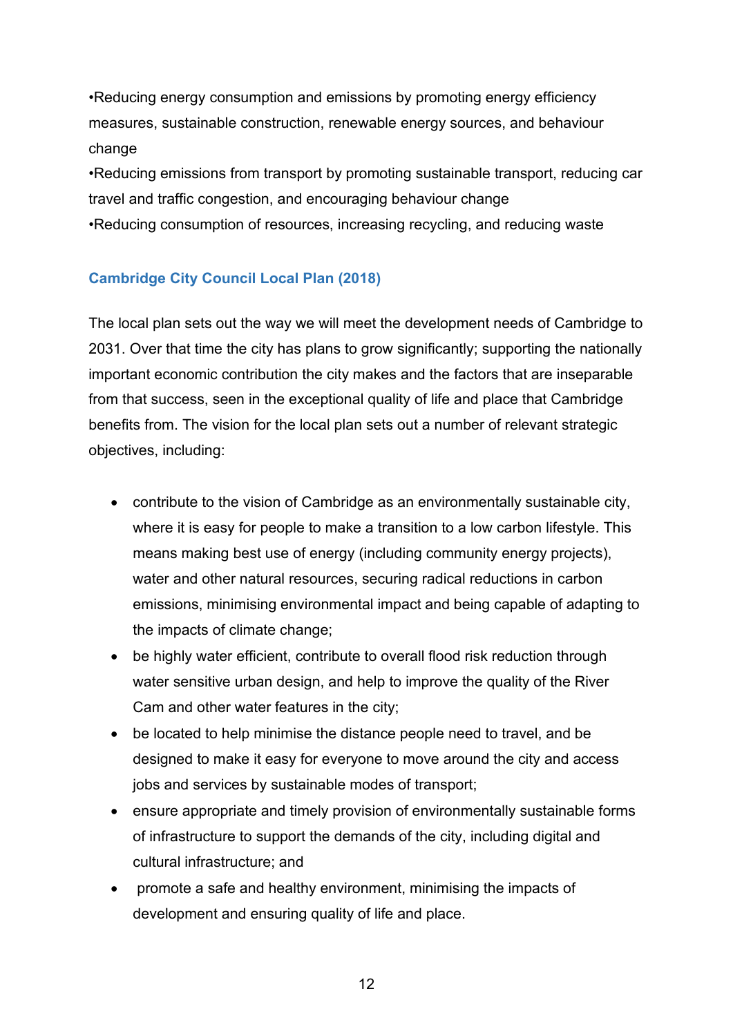•Reducing energy consumption and emissions by promoting energy efficiency measures, sustainable construction, renewable energy sources, and behaviour change
•Reducing emissions from transport by promoting sustainable transport, reducing car travel and traffic congestion, and encouraging behaviour change
•Reducing consumption of resources, increasing recycling, and reducing waste

### Cambridge City Council Local Plan (2018)

The local plan sets out the way we will meet the development needs of Cambridge to 2031. Over that time the city has plans to grow significantly; supporting the nationally important economic contribution the city makes and the factors that are inseparable from that success, seen in the exceptional quality of life and place that Cambridge benefits from. The vision for the local plan sets out a number of relevant strategic objectives, including:

- contribute to the vision of Cambridge as an environmentally sustainable city, where it is easy for people to make a transition to a low carbon lifestyle. This means making best use of energy (including community energy projects), water and other natural resources, securing radical reductions in carbon emissions, minimising environmental impact and being capable of adapting to the impacts of climate change;
- be highly water efficient, contribute to overall flood risk reduction through water sensitive urban design, and help to improve the quality of the River Cam and other water features in the city;
- be located to help minimise the distance people need to travel, and be designed to make it easy for everyone to move around the city and access jobs and services by sustainable modes of transport;
- ensure appropriate and timely provision of environmentally sustainable forms of infrastructure to support the demands of the city, including digital and cultural infrastructure; and
- promote a safe and healthy environment, minimising the impacts of development and ensuring quality of life and place.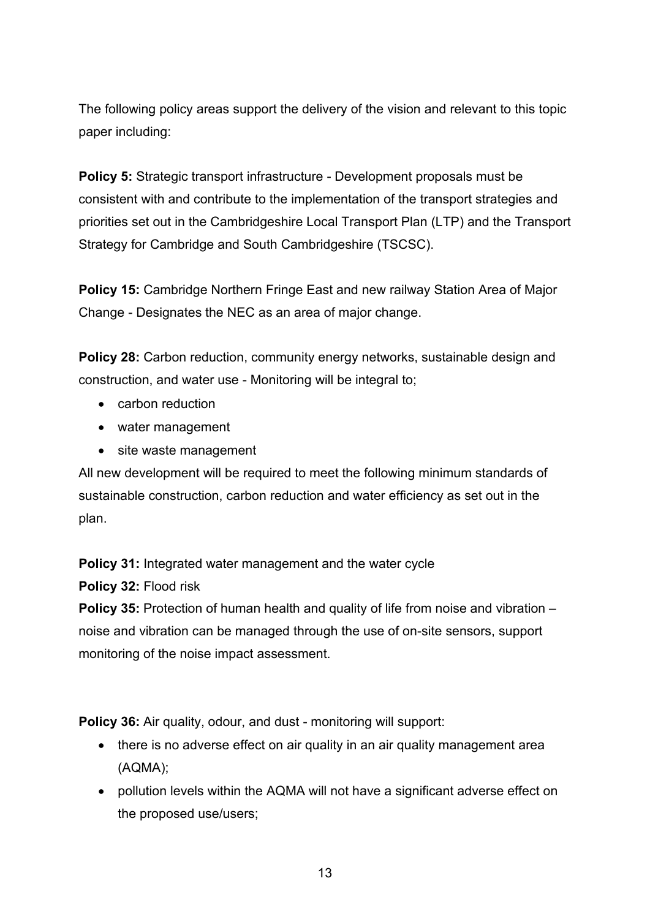The following policy areas support the delivery of the vision and relevant to this topic paper including:

**Policy 5:** Strategic transport infrastructure - Development proposals must be consistent with and contribute to the implementation of the transport strategies and priorities set out in the Cambridgeshire Local Transport Plan (LTP) and the Transport Strategy for Cambridge and South Cambridgeshire (TSCSC).

**Policy 15:** Cambridge Northern Fringe East and new railway Station Area of Major Change - Designates the NEC as an area of major change.

**Policy 28:** Carbon reduction, community energy networks, sustainable design and construction, and water use - Monitoring will be integral to;

- carbon reduction
- water management
- site waste management

All new development will be required to meet the following minimum standards of sustainable construction, carbon reduction and water efficiency as set out in the plan.

**Policy 31:** Integrated water management and the water cycle

**Policy 32:** Flood risk

**Policy 35:** Protection of human health and quality of life from noise and vibration – noise and vibration can be managed through the use of on-site sensors, support monitoring of the noise impact assessment.

**Policy 36:** Air quality, odour, and dust - monitoring will support:

- there is no adverse effect on air quality in an air quality management area (AQMA);
- pollution levels within the AQMA will not have a significant adverse effect on the proposed use/users;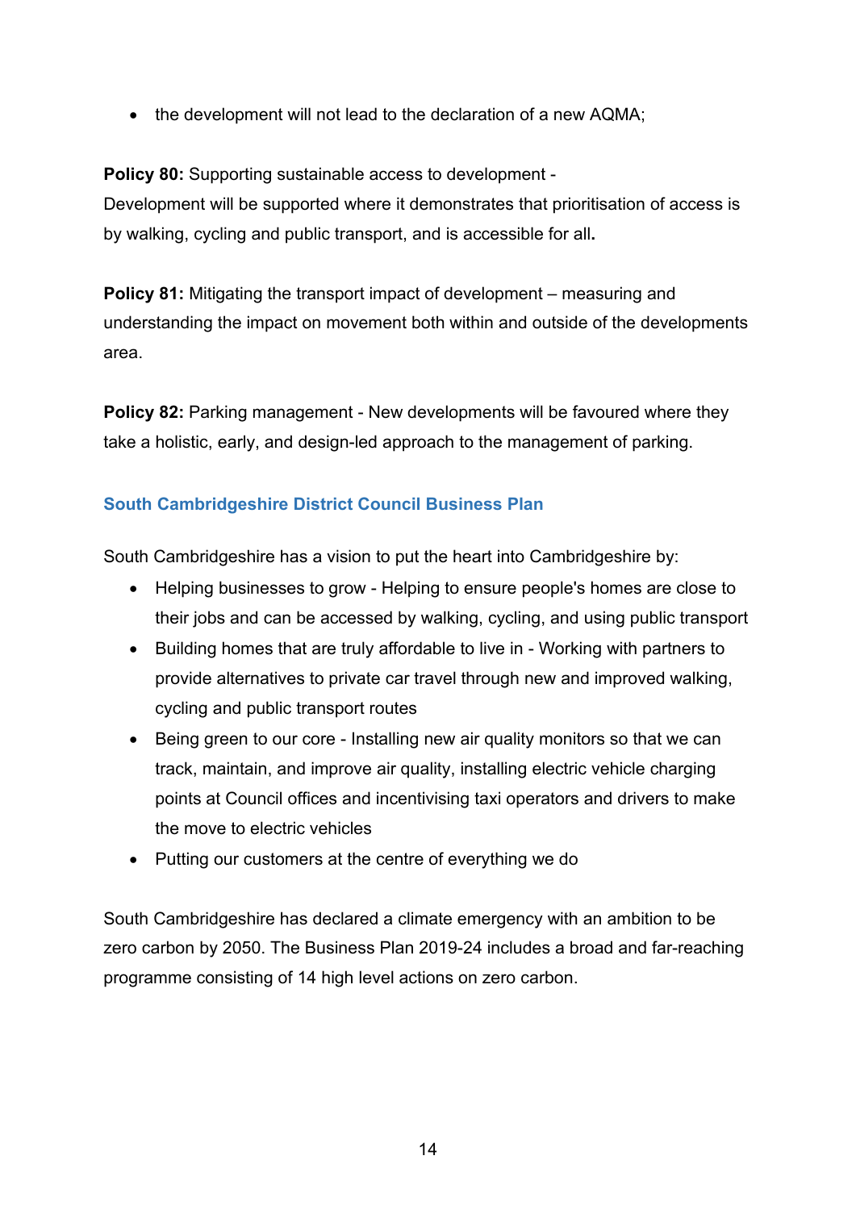- the development will not lead to the declaration of a new AQMA;

**Policy 80:** Supporting sustainable access to development - Development will be supported where it demonstrates that prioritisation of access is by walking, cycling and public transport, and is accessible for all**.**

**Policy 81:** Mitigating the transport impact of development – measuring and understanding the impact on movement both within and outside of the developments area.

**Policy 82:** Parking management - New developments will be favoured where they take a holistic, early, and design-led approach to the management of parking.

### South Cambridgeshire District Council Business Plan

South Cambridgeshire has a vision to put the heart into Cambridgeshire by:

- Helping businesses to grow - Helping to ensure people's homes are close to their jobs and can be accessed by walking, cycling, and using public transport
- Building homes that are truly affordable to live in - Working with partners to provide alternatives to private car travel through new and improved walking, cycling and public transport routes
- Being green to our core - Installing new air quality monitors so that we can track, maintain, and improve air quality, installing electric vehicle charging points at Council offices and incentivising taxi operators and drivers to make the move to electric vehicles
- Putting our customers at the centre of everything we do

South Cambridgeshire has declared a climate emergency with an ambition to be zero carbon by 2050. The Business Plan 2019-24 includes a broad and far-reaching programme consisting of 14 high level actions on zero carbon.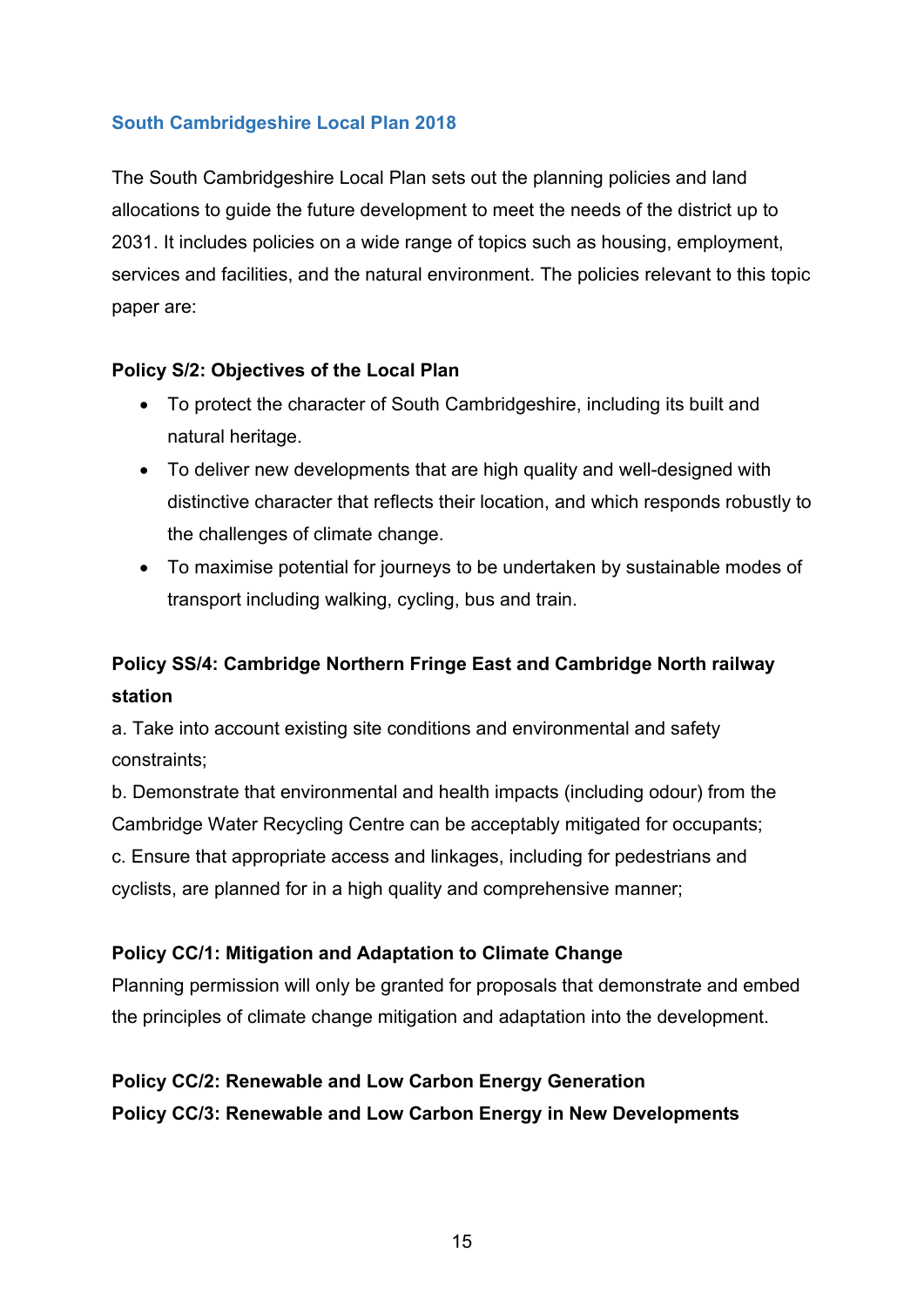## South Cambridgeshire Local Plan 2018

The South Cambridgeshire Local Plan sets out the planning policies and land allocations to guide the future development to meet the needs of the district up to 2031. It includes policies on a wide range of topics such as housing, employment, services and facilities, and the natural environment. The policies relevant to this topic paper are:

**Policy S/2: Objectives of the Local Plan**

- To protect the character of South Cambridgeshire, including its built and natural heritage.
- To deliver new developments that are high quality and well-designed with distinctive character that reflects their location, and which responds robustly to the challenges of climate change.
- To maximise potential for journeys to be undertaken by sustainable modes of transport including walking, cycling, bus and train.

**Policy SS/4: Cambridge Northern Fringe East and Cambridge North railway station**

a. Take into account existing site conditions and environmental and safety constraints;

b. Demonstrate that environmental and health impacts (including odour) from the Cambridge Water Recycling Centre can be acceptably mitigated for occupants;

c. Ensure that appropriate access and linkages, including for pedestrians and cyclists, are planned for in a high quality and comprehensive manner;

**Policy CC/1: Mitigation and Adaptation to Climate Change**

Planning permission will only be granted for proposals that demonstrate and embed the principles of climate change mitigation and adaptation into the development.

**Policy CC/2: Renewable and Low Carbon Energy Generation**

**Policy CC/3: Renewable and Low Carbon Energy in New Developments**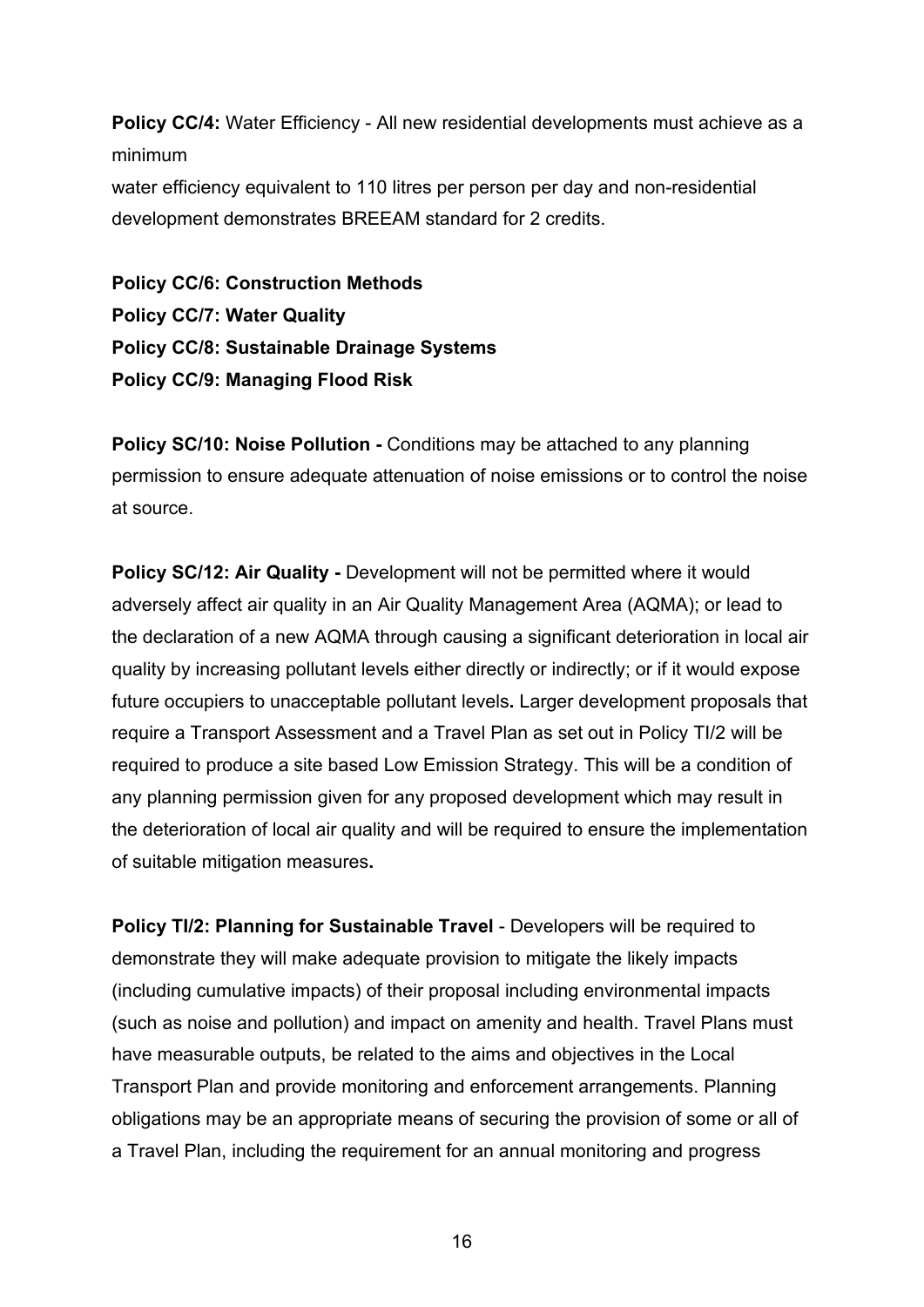**Policy CC/4:** Water Efficiency - All new residential developments must achieve as a minimum
water efficiency equivalent to 110 litres per person per day and non-residential development demonstrates BREEAM standard for 2 credits.

**Policy CC/6: Construction Methods**
**Policy CC/7: Water Quality**
**Policy CC/8: Sustainable Drainage Systems**
**Policy CC/9: Managing Flood Risk**

**Policy SC/10: Noise Pollution -** Conditions may be attached to any planning permission to ensure adequate attenuation of noise emissions or to control the noise at source.

**Policy SC/12: Air Quality -** Development will not be permitted where it would adversely affect air quality in an Air Quality Management Area (AQMA); or lead to the declaration of a new AQMA through causing a significant deterioration in local air quality by increasing pollutant levels either directly or indirectly; or if it would expose future occupiers to unacceptable pollutant levels**.** Larger development proposals that require a Transport Assessment and a Travel Plan as set out in Policy TI/2 will be required to produce a site based Low Emission Strategy. This will be a condition of any planning permission given for any proposed development which may result in the deterioration of local air quality and will be required to ensure the implementation of suitable mitigation measures**.**

**Policy TI/2: Planning for Sustainable Travel** - Developers will be required to demonstrate they will make adequate provision to mitigate the likely impacts (including cumulative impacts) of their proposal including environmental impacts (such as noise and pollution) and impact on amenity and health. Travel Plans must have measurable outputs, be related to the aims and objectives in the Local Transport Plan and provide monitoring and enforcement arrangements. Planning obligations may be an appropriate means of securing the provision of some or all of a Travel Plan, including the requirement for an annual monitoring and progress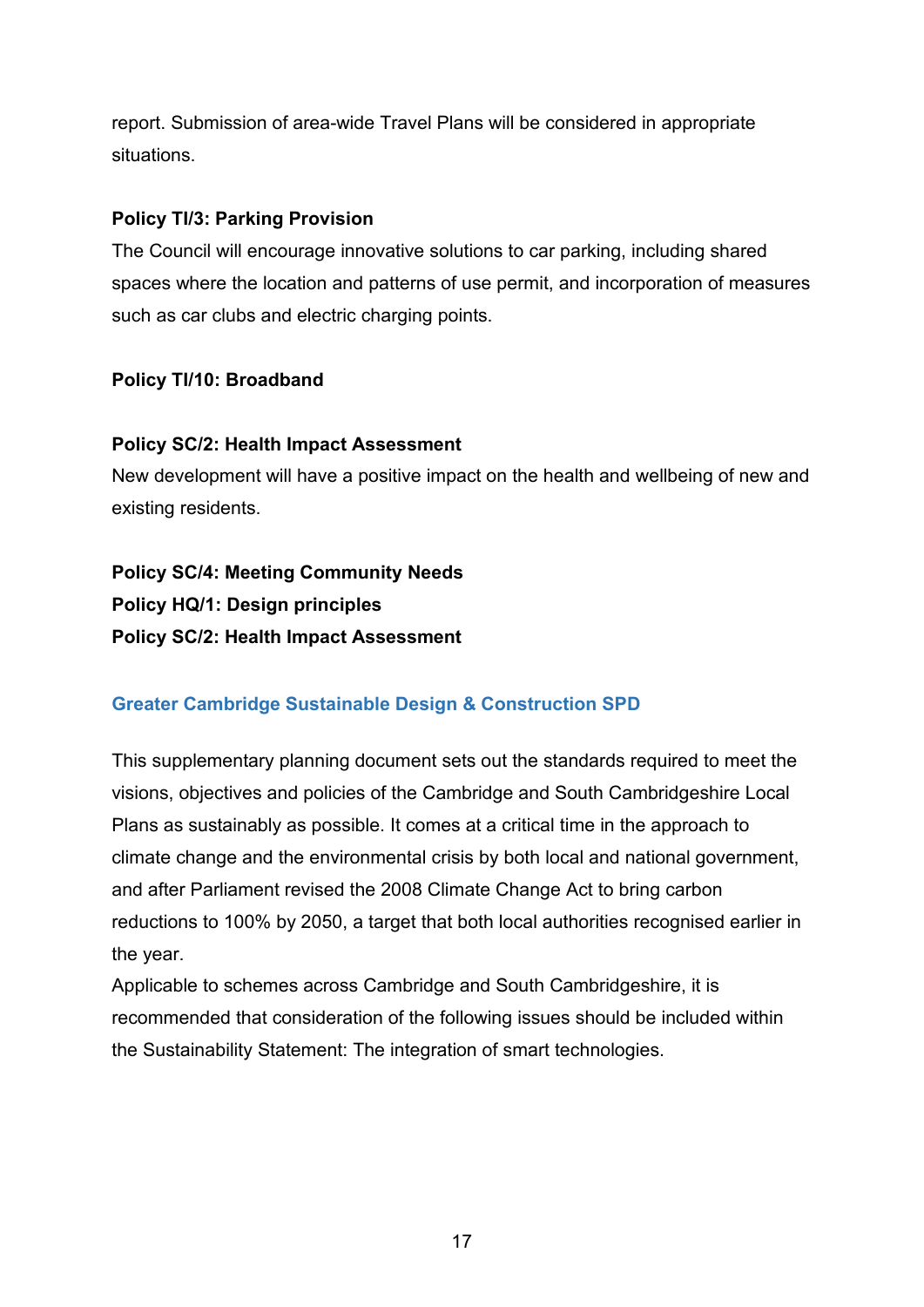report. Submission of area-wide Travel Plans will be considered in appropriate situations.

**Policy TI/3: Parking Provision**

The Council will encourage innovative solutions to car parking, including shared spaces where the location and patterns of use permit, and incorporation of measures such as car clubs and electric charging points.

**Policy TI/10: Broadband**

**Policy SC/2: Health Impact Assessment**

New development will have a positive impact on the health and wellbeing of new and existing residents.

**Policy SC/4: Meeting Community Needs**
**Policy HQ/1: Design principles**
**Policy SC/2: Health Impact Assessment**

### Greater Cambridge Sustainable Design & Construction SPD

This supplementary planning document sets out the standards required to meet the visions, objectives and policies of the Cambridge and South Cambridgeshire Local Plans as sustainably as possible. It comes at a critical time in the approach to climate change and the environmental crisis by both local and national government, and after Parliament revised the 2008 Climate Change Act to bring carbon reductions to 100% by 2050, a target that both local authorities recognised earlier in the year.

Applicable to schemes across Cambridge and South Cambridgeshire, it is recommended that consideration of the following issues should be included within the Sustainability Statement: The integration of smart technologies.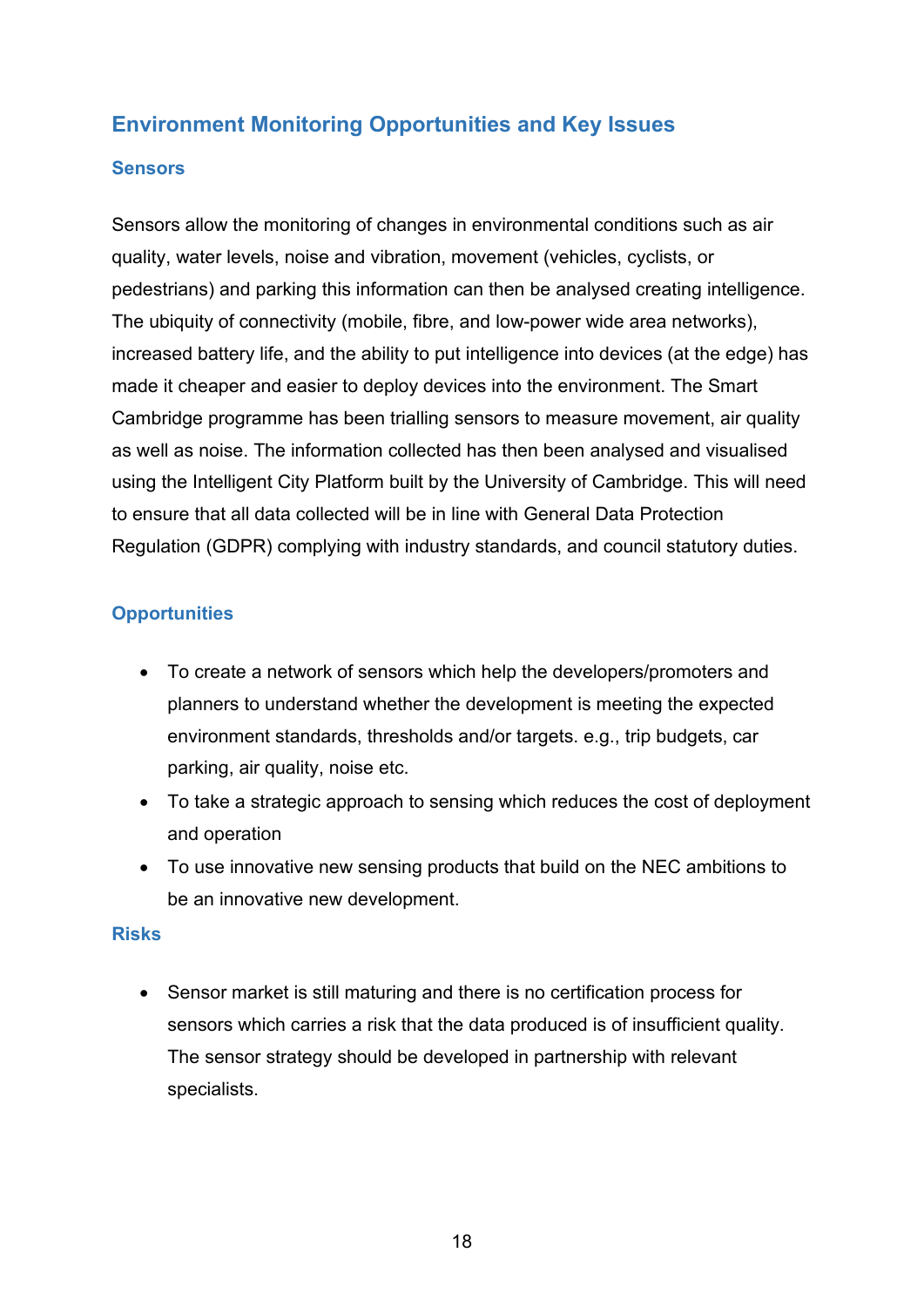## Environment Monitoring Opportunities and Key Issues

### Sensors

Sensors allow the monitoring of changes in environmental conditions such as air quality, water levels, noise and vibration, movement (vehicles, cyclists, or pedestrians) and parking this information can then be analysed creating intelligence. The ubiquity of connectivity (mobile, fibre, and low-power wide area networks), increased battery life, and the ability to put intelligence into devices (at the edge) has made it cheaper and easier to deploy devices into the environment. The Smart Cambridge programme has been trialling sensors to measure movement, air quality as well as noise. The information collected has then been analysed and visualised using the Intelligent City Platform built by the University of Cambridge. This will need to ensure that all data collected will be in line with General Data Protection Regulation (GDPR) complying with industry standards, and council statutory duties.

### Opportunities

- To create a network of sensors which help the developers/promoters and planners to understand whether the development is meeting the expected environment standards, thresholds and/or targets. e.g., trip budgets, car parking, air quality, noise etc.
- To take a strategic approach to sensing which reduces the cost of deployment and operation
- To use innovative new sensing products that build on the NEC ambitions to be an innovative new development.

### Risks

- Sensor market is still maturing and there is no certification process for sensors which carries a risk that the data produced is of insufficient quality. The sensor strategy should be developed in partnership with relevant specialists.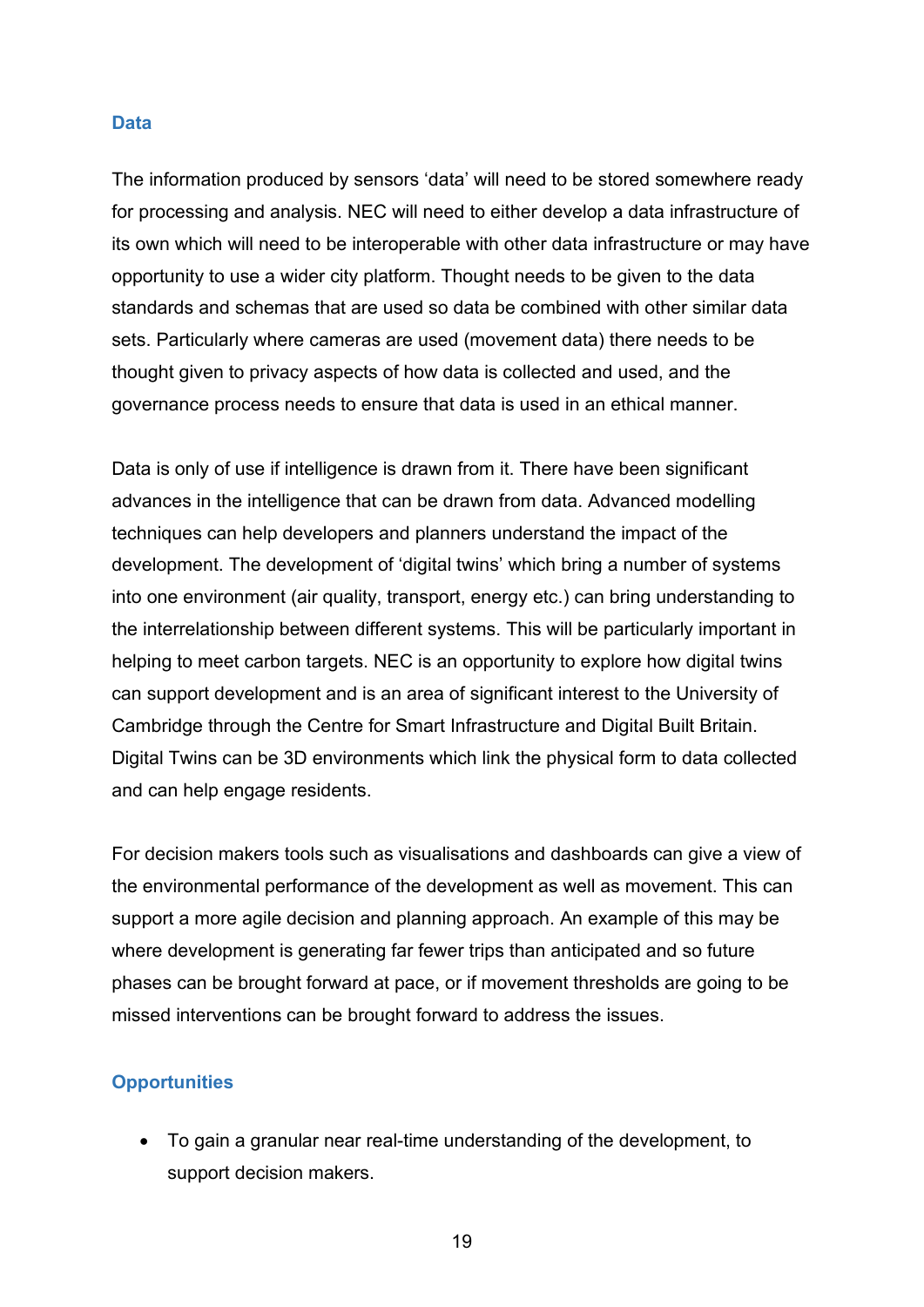### Data

The information produced by sensors 'data' will need to be stored somewhere ready for processing and analysis. NEC will need to either develop a data infrastructure of its own which will need to be interoperable with other data infrastructure or may have opportunity to use a wider city platform. Thought needs to be given to the data standards and schemas that are used so data be combined with other similar data sets. Particularly where cameras are used (movement data) there needs to be thought given to privacy aspects of how data is collected and used, and the governance process needs to ensure that data is used in an ethical manner.

Data is only of use if intelligence is drawn from it. There have been significant advances in the intelligence that can be drawn from data. Advanced modelling techniques can help developers and planners understand the impact of the development. The development of 'digital twins' which bring a number of systems into one environment (air quality, transport, energy etc.) can bring understanding to the interrelationship between different systems. This will be particularly important in helping to meet carbon targets. NEC is an opportunity to explore how digital twins can support development and is an area of significant interest to the University of Cambridge through the Centre for Smart Infrastructure and Digital Built Britain. Digital Twins can be 3D environments which link the physical form to data collected and can help engage residents.

For decision makers tools such as visualisations and dashboards can give a view of the environmental performance of the development as well as movement. This can support a more agile decision and planning approach. An example of this may be where development is generating far fewer trips than anticipated and so future phases can be brought forward at pace, or if movement thresholds are going to be missed interventions can be brought forward to address the issues.

### Opportunities

- To gain a granular near real-time understanding of the development, to support decision makers.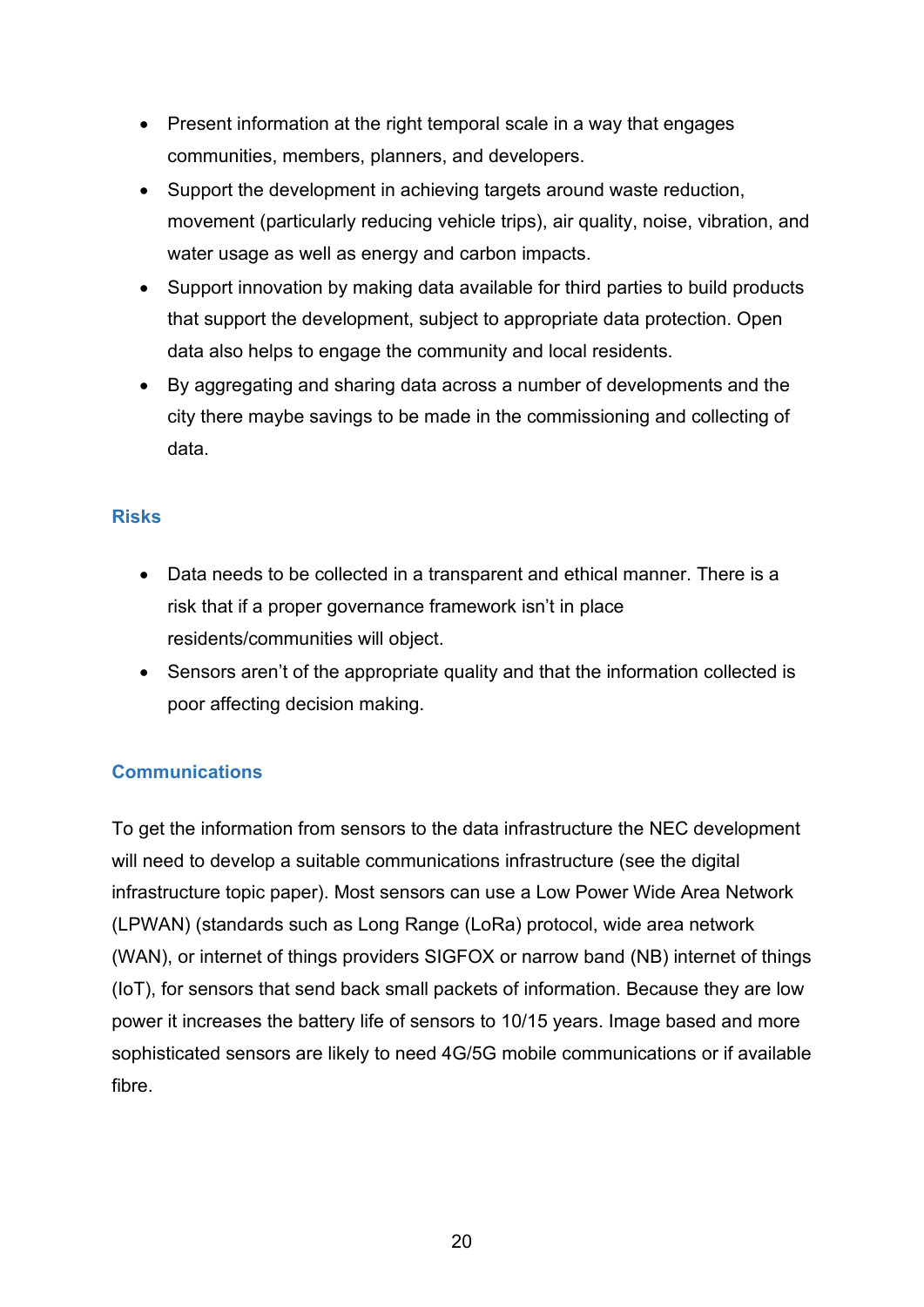- Present information at the right temporal scale in a way that engages communities, members, planners, and developers.
- Support the development in achieving targets around waste reduction, movement (particularly reducing vehicle trips), air quality, noise, vibration, and water usage as well as energy and carbon impacts.
- Support innovation by making data available for third parties to build products that support the development, subject to appropriate data protection. Open data also helps to engage the community and local residents.
- By aggregating and sharing data across a number of developments and the city there maybe savings to be made in the commissioning and collecting of data.

### Risks

- Data needs to be collected in a transparent and ethical manner. There is a risk that if a proper governance framework isn't in place residents/communities will object.
- Sensors aren't of the appropriate quality and that the information collected is poor affecting decision making.

### Communications

To get the information from sensors to the data infrastructure the NEC development will need to develop a suitable communications infrastructure (see the digital infrastructure topic paper). Most sensors can use a Low Power Wide Area Network (LPWAN) (standards such as Long Range (LoRa) protocol, wide area network (WAN), or internet of things providers SIGFOX or narrow band (NB) internet of things (IoT), for sensors that send back small packets of information. Because they are low power it increases the battery life of sensors to 10/15 years. Image based and more sophisticated sensors are likely to need 4G/5G mobile communications or if available fibre.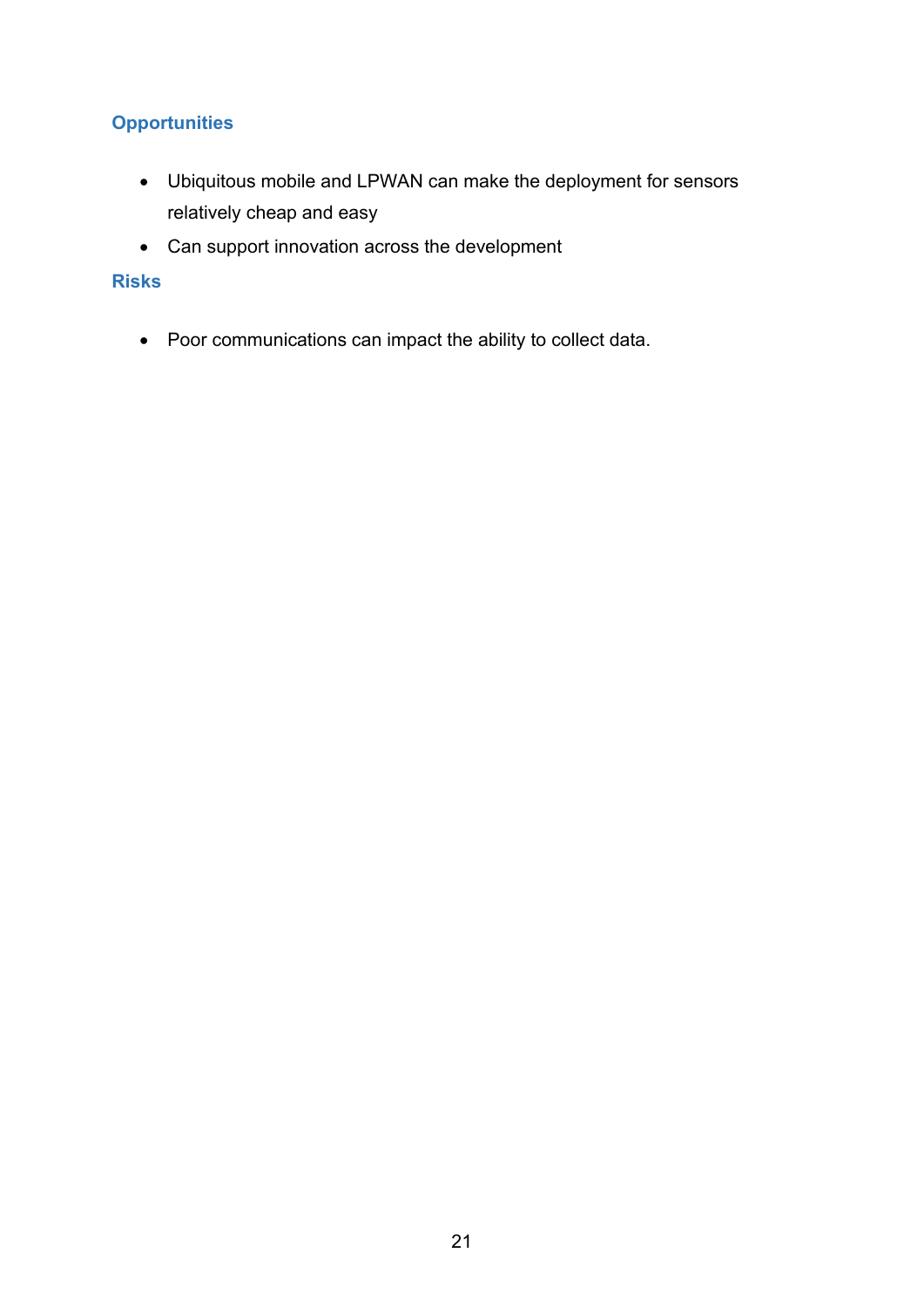### Opportunities

- Ubiquitous mobile and LPWAN can make the deployment for sensors relatively cheap and easy
- Can support innovation across the development

### Risks

- Poor communications can impact the ability to collect data.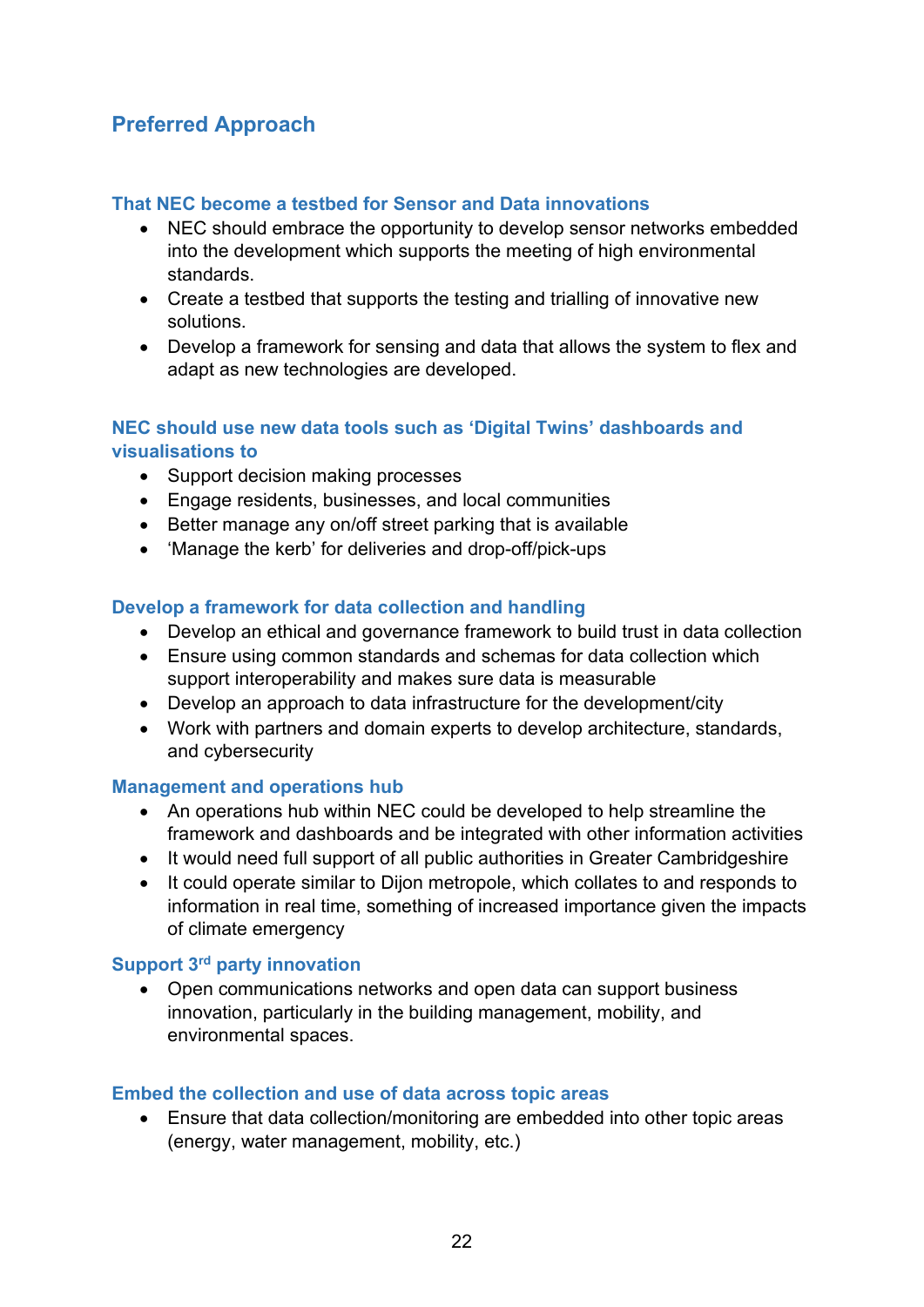## Preferred Approach

### That NEC become a testbed for Sensor and Data innovations

- NEC should embrace the opportunity to develop sensor networks embedded into the development which supports the meeting of high environmental standards.
- Create a testbed that supports the testing and trialling of innovative new solutions.
- Develop a framework for sensing and data that allows the system to flex and adapt as new technologies are developed.

### NEC should use new data tools such as 'Digital Twins' dashboards and visualisations to

- Support decision making processes
- Engage residents, businesses, and local communities
- Better manage any on/off street parking that is available
- 'Manage the kerb' for deliveries and drop-off/pick-ups

### Develop a framework for data collection and handling

- Develop an ethical and governance framework to build trust in data collection
- Ensure using common standards and schemas for data collection which support interoperability and makes sure data is measurable
- Develop an approach to data infrastructure for the development/city
- Work with partners and domain experts to develop architecture, standards, and cybersecurity

### Management and operations hub

- An operations hub within NEC could be developed to help streamline the framework and dashboards and be integrated with other information activities
- It would need full support of all public authorities in Greater Cambridgeshire
- It could operate similar to Dijon metropole, which collates to and responds to information in real time, something of increased importance given the impacts of climate emergency

### Support 3rd party innovation

- Open communications networks and open data can support business innovation, particularly in the building management, mobility, and environmental spaces.

### Embed the collection and use of data across topic areas

- Ensure that data collection/monitoring are embedded into other topic areas (energy, water management, mobility, etc.)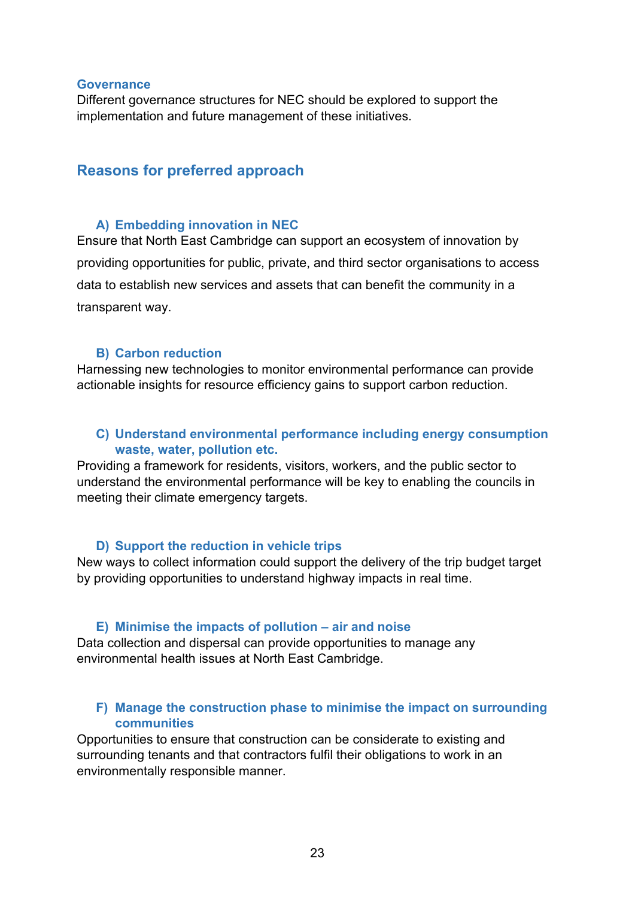### Governance

Different governance structures for NEC should be explored to support the implementation and future management of these initiatives.

## Reasons for preferred approach

### A) Embedding innovation in NEC

Ensure that North East Cambridge can support an ecosystem of innovation by providing opportunities for public, private, and third sector organisations to access data to establish new services and assets that can benefit the community in a transparent way.

### B) Carbon reduction

Harnessing new technologies to monitor environmental performance can provide actionable insights for resource efficiency gains to support carbon reduction.

### C) Understand environmental performance including energy consumption waste, water, pollution etc.

Providing a framework for residents, visitors, workers, and the public sector to understand the environmental performance will be key to enabling the councils in meeting their climate emergency targets.

### D) Support the reduction in vehicle trips

New ways to collect information could support the delivery of the trip budget target by providing opportunities to understand highway impacts in real time.

### E) Minimise the impacts of pollution – air and noise

Data collection and dispersal can provide opportunities to manage any environmental health issues at North East Cambridge.

### F) Manage the construction phase to minimise the impact on surrounding communities

Opportunities to ensure that construction can be considerate to existing and surrounding tenants and that contractors fulfil their obligations to work in an environmentally responsible manner.